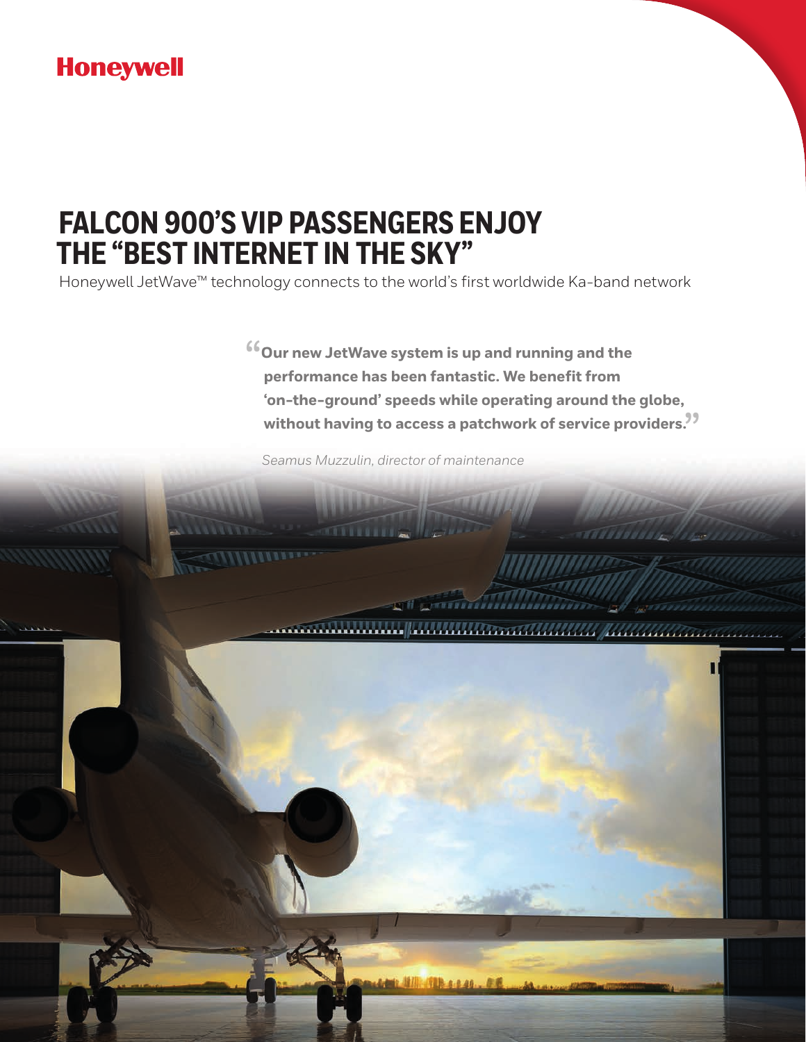**Honeywell**

# FALCON 900'S VIP PASSENGERS ENJOY THE "BEST INTERNET IN THE SKY"

Honeywell JetWave™ technology connects to the world's first worldwide Ka-band network

> **"Our new JetWave system is up and running and the performance has been fantastic. We benefit from 'on-the-ground' speeds while operating around the globe, without having to access a patchwork of service providers."**
>
> *Seamus Muzzulin, director of maintenance*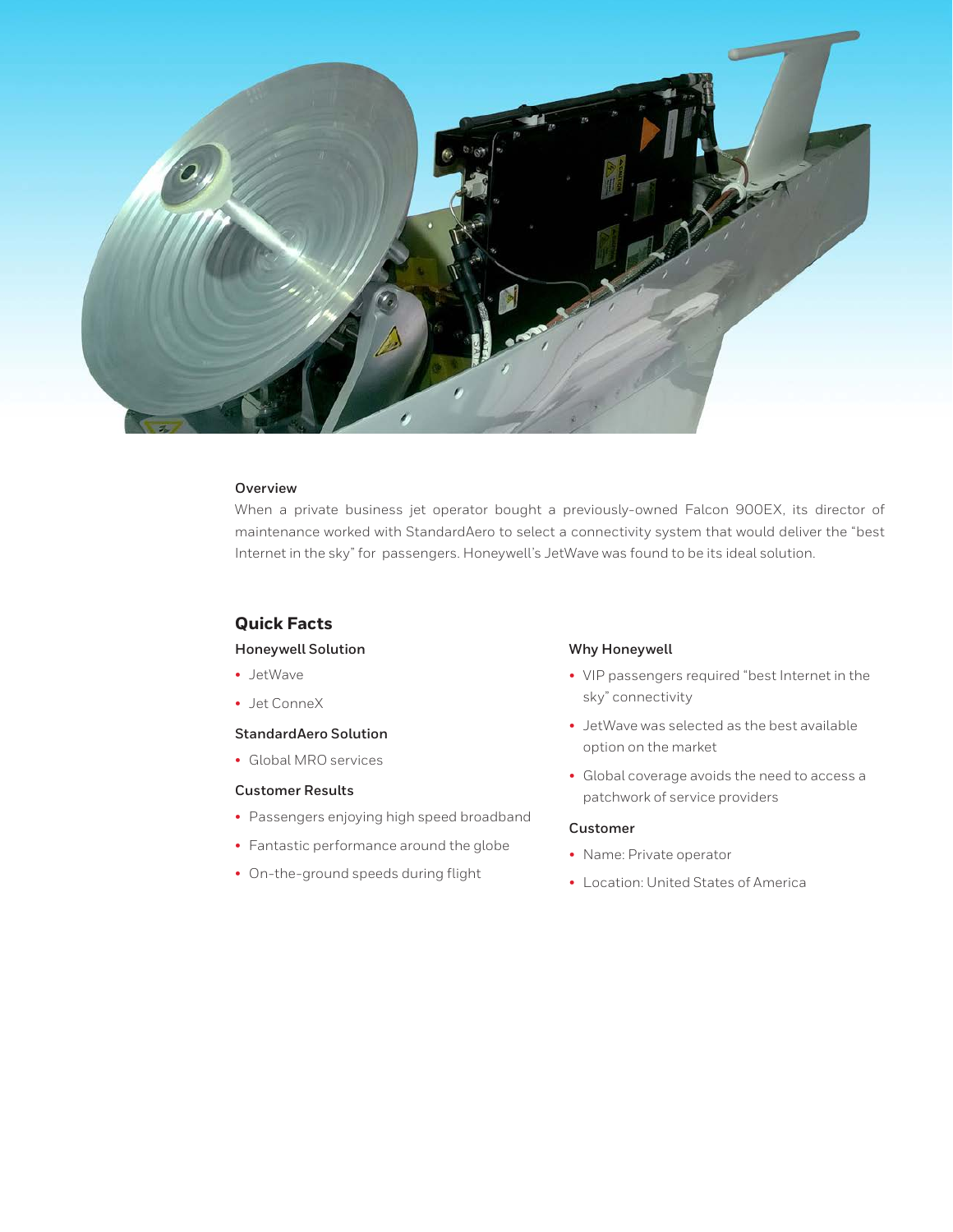### Overview

When a private business jet operator bought a previously-owned Falcon 900EX, its director of maintenance worked with StandardAero to select a connectivity system that would deliver the "best Internet in the sky" for passengers. Honeywell's JetWave was found to be its ideal solution.

## Quick Facts

### Honeywell Solution

- JetWave
- Jet ConneX

### StandardAero Solution

- Global MRO services

### Customer Results

- Passengers enjoying high speed broadband
- Fantastic performance around the globe
- On-the-ground speeds during flight

### Why Honeywell

- VIP passengers required "best Internet in the sky" connectivity
- JetWave was selected as the best available option on the market
- Global coverage avoids the need to access a patchwork of service providers

### Customer

- Name: Private operator
- Location: United States of America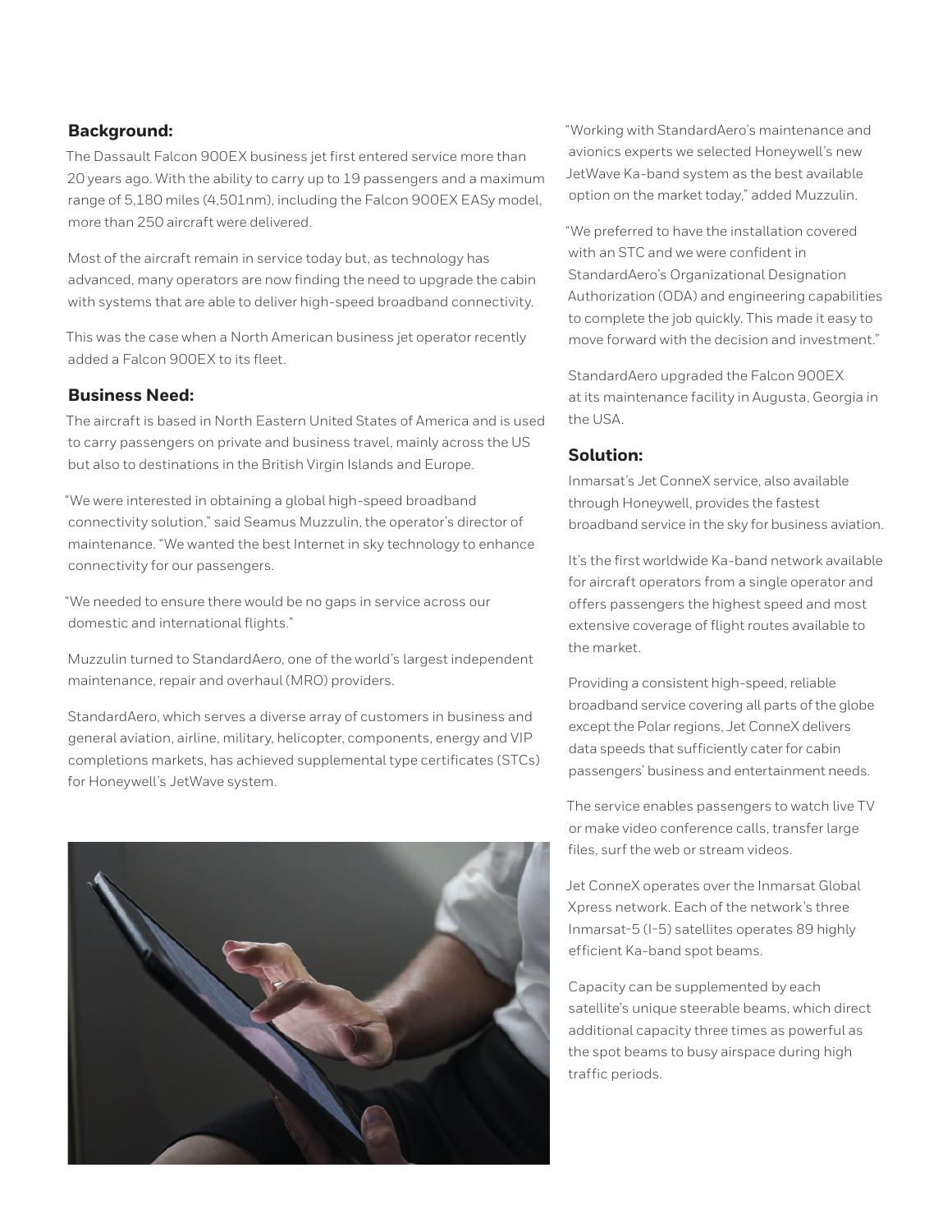## Background:

The Dassault Falcon 900EX business jet first entered service more than 20 years ago. With the ability to carry up to 19 passengers and a maximum range of 5,180 miles (4,501nm), including the Falcon 900EX EASy model, more than 250 aircraft were delivered.

Most of the aircraft remain in service today but, as technology has advanced, many operators are now finding the need to upgrade the cabin with systems that are able to deliver high-speed broadband connectivity.

This was the case when a North American business jet operator recently added a Falcon 900EX to its fleet.

## Business Need:

The aircraft is based in North Eastern United States of America and is used to carry passengers on private and business travel, mainly across the US but also to destinations in the British Virgin Islands and Europe.

"We were interested in obtaining a global high-speed broadband connectivity solution," said Seamus Muzzulin, the operator's director of maintenance. "We wanted the best Internet in sky technology to enhance connectivity for our passengers.

"We needed to ensure there would be no gaps in service across our domestic and international flights."

Muzzulin turned to StandardAero, one of the world's largest independent maintenance, repair and overhaul (MRO) providers.

StandardAero, which serves a diverse array of customers in business and general aviation, airline, military, helicopter, components, energy and VIP completions markets, has achieved supplemental type certificates (STCs) for Honeywell's JetWave system.

"Working with StandardAero's maintenance and avionics experts we selected Honeywell's new JetWave Ka-band system as the best available option on the market today," added Muzzulin.

"We preferred to have the installation covered with an STC and we were confident in StandardAero's Organizational Designation Authorization (ODA) and engineering capabilities to complete the job quickly. This made it easy to move forward with the decision and investment."

StandardAero upgraded the Falcon 900EX at its maintenance facility in Augusta, Georgia in the USA.

## Solution:

Inmarsat's Jet ConneX service, also available through Honeywell, provides the fastest broadband service in the sky for business aviation.

It's the first worldwide Ka-band network available for aircraft operators from a single operator and offers passengers the highest speed and most extensive coverage of flight routes available to the market.

Providing a consistent high-speed, reliable broadband service covering all parts of the globe except the Polar regions, Jet ConneX delivers data speeds that sufficiently cater for cabin passengers' business and entertainment needs.

The service enables passengers to watch live TV or make video conference calls, transfer large files, surf the web or stream videos.

Jet ConneX operates over the Inmarsat Global Xpress network. Each of the network's three Inmarsat-5 (I-5) satellites operates 89 highly efficient Ka-band spot beams.

Capacity can be supplemented by each satellite's unique steerable beams, which direct additional capacity three times as powerful as the spot beams to busy airspace during high traffic periods.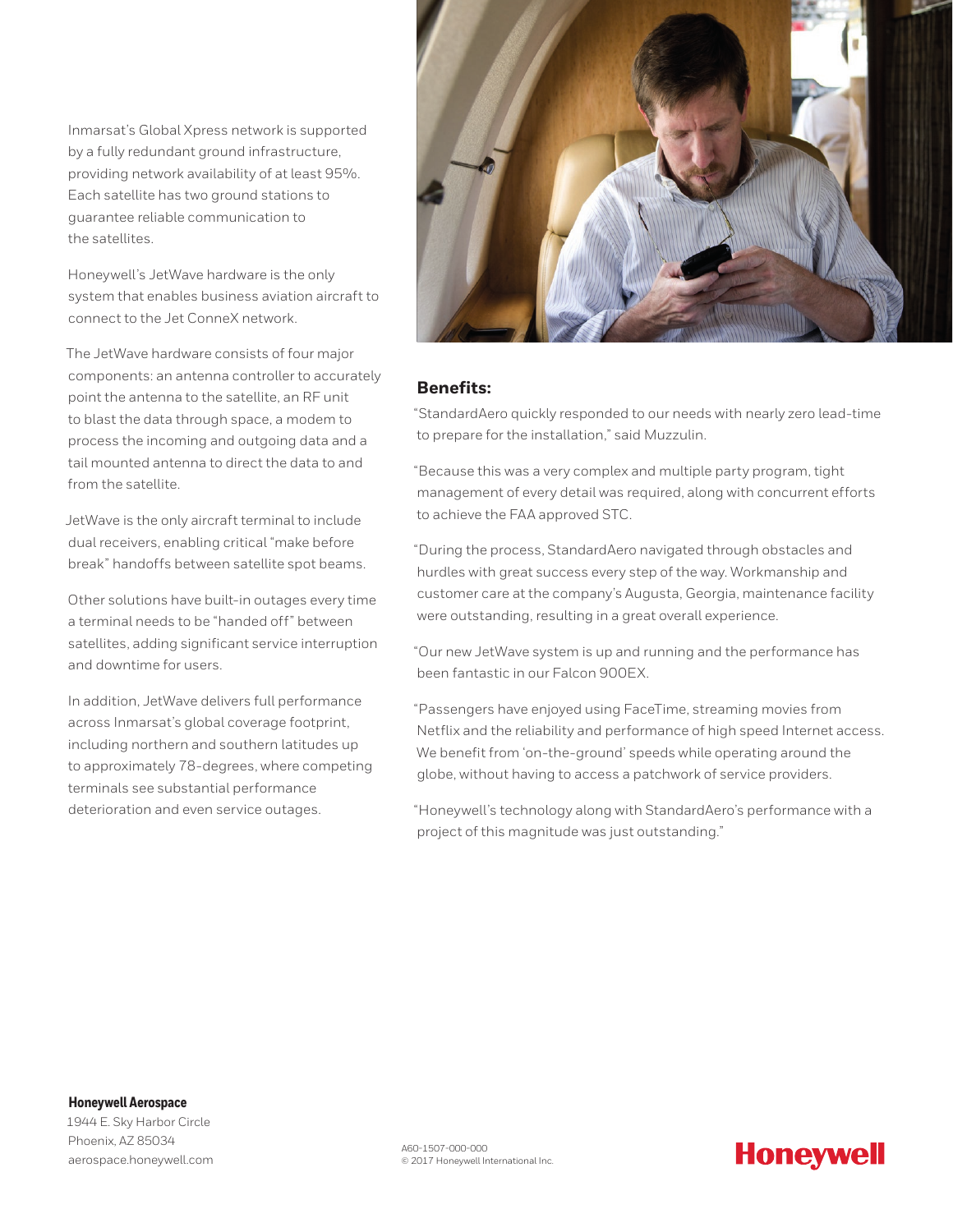Inmarsat's Global Xpress network is supported by a fully redundant ground infrastructure, providing network availability of at least 95%. Each satellite has two ground stations to guarantee reliable communication to the satellites.

Honeywell's JetWave hardware is the only system that enables business aviation aircraft to connect to the Jet ConneX network.

The JetWave hardware consists of four major components: an antenna controller to accurately point the antenna to the satellite, an RF unit to blast the data through space, a modem to process the incoming and outgoing data and a tail mounted antenna to direct the data to and from the satellite.

JetWave is the only aircraft terminal to include dual receivers, enabling critical "make before break" handoffs between satellite spot beams.

Other solutions have built-in outages every time a terminal needs to be "handed off" between satellites, adding significant service interruption and downtime for users.

In addition, JetWave delivers full performance across Inmarsat's global coverage footprint, including northern and southern latitudes up to approximately 78-degrees, where competing terminals see substantial performance deterioration and even service outages.

## Benefits:

"StandardAero quickly responded to our needs with nearly zero lead-time to prepare for the installation," said Muzzulin.

"Because this was a very complex and multiple party program, tight management of every detail was required, along with concurrent efforts to achieve the FAA approved STC.

"During the process, StandardAero navigated through obstacles and hurdles with great success every step of the way. Workmanship and customer care at the company's Augusta, Georgia, maintenance facility were outstanding, resulting in a great overall experience.

"Our new JetWave system is up and running and the performance has been fantastic in our Falcon 900EX.

"Passengers have enjoyed using FaceTime, streaming movies from Netflix and the reliability and performance of high speed Internet access. We benefit from 'on-the-ground' speeds while operating around the globe, without having to access a patchwork of service providers.

"Honeywell's technology along with StandardAero's performance with a project of this magnitude was just outstanding."

**Honeywell Aerospace**
1944 E. Sky Harbor Circle
Phoenix, AZ 85034
aerospace.honeywell.com

A60-1507-000-000
© 2017 Honeywell International Inc.

**Honeywell**